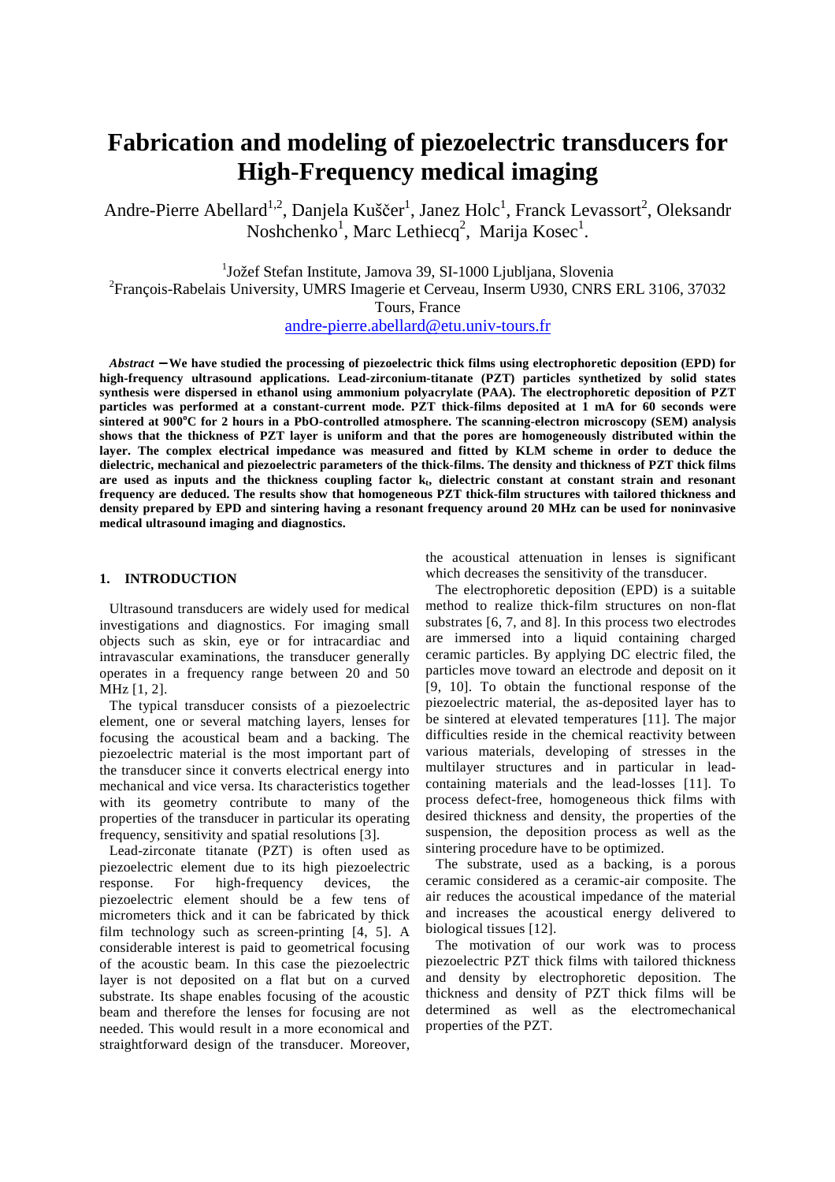# Fabrication and modeling of piezoelectric transducers for High-Frequency medical imaging

Andre-Pierre Abellard[1,2], Danjela Kuščer[1], Janez Holc[1], Franck Levassort[2], Oleksandr Noshchenko[1], Marc Lethiecq[2], Marija Kosec[1].

[1]Jožef Stefan Institute, Jamova 39, SI-1000 Ljubljana, Slovenia
[2]François-Rabelais University, UMRS Imagerie et Cerveau, Inserm U930, CNRS ERL 3106, 37032 Tours, France
andre-pierre.abellard@etu.univ-tours.fr

***Abstract*** **– We have studied the processing of piezoelectric thick films using electrophoretic deposition (EPD) for high-frequency ultrasound applications. Lead-zirconium-titanate (PZT) particles synthetized by solid states synthesis were dispersed in ethanol using ammonium polyacrylate (PAA). The electrophoretic deposition of PZT particles was performed at a constant-current mode. PZT thick-films deposited at 1 mA for 60 seconds were sintered at 900°C for 2 hours in a PbO-controlled atmosphere. The scanning-electron microscopy (SEM) analysis shows that the thickness of PZT layer is uniform and that the pores are homogeneously distributed within the layer. The complex electrical impedance was measured and fitted by KLM scheme in order to deduce the dielectric, mechanical and piezoelectric parameters of the thick-films. The density and thickness of PZT thick films are used as inputs and the thickness coupling factor $k_t$, dielectric constant at constant strain and resonant frequency are deduced. The results show that homogeneous PZT thick-film structures with tailored thickness and density prepared by EPD and sintering having a resonant frequency around 20 MHz can be used for noninvasive medical ultrasound imaging and diagnostics.**

## 1. INTRODUCTION

Ultrasound transducers are widely used for medical investigations and diagnostics. For imaging small objects such as skin, eye or for intracardiac and intravascular examinations, the transducer generally operates in a frequency range between 20 and 50 MHz [1, 2].

The typical transducer consists of a piezoelectric element, one or several matching layers, lenses for focusing the acoustical beam and a backing. The piezoelectric material is the most important part of the transducer since it converts electrical energy into mechanical and vice versa. Its characteristics together with its geometry contribute to many of the properties of the transducer in particular its operating frequency, sensitivity and spatial resolutions [3].

Lead-zirconate titanate (PZT) is often used as piezoelectric element due to its high piezoelectric response. For high-frequency devices, the piezoelectric element should be a few tens of micrometers thick and it can be fabricated by thick film technology such as screen-printing [4, 5]. A considerable interest is paid to geometrical focusing of the acoustic beam. In this case the piezoelectric layer is not deposited on a flat but on a curved substrate. Its shape enables focusing of the acoustic beam and therefore the lenses for focusing are not needed. This would result in a more economical and straightforward design of the transducer. Moreover, the acoustical attenuation in lenses is significant which decreases the sensitivity of the transducer.

The electrophoretic deposition (EPD) is a suitable method to realize thick-film structures on non-flat substrates [6, 7, and 8]. In this process two electrodes are immersed into a liquid containing charged ceramic particles. By applying DC electric filed, the particles move toward an electrode and deposit on it [9, 10]. To obtain the functional response of the piezoelectric material, the as-deposited layer has to be sintered at elevated temperatures [11]. The major difficulties reside in the chemical reactivity between various materials, developing of stresses in the multilayer structures and in particular in lead-containing materials and the lead-losses [11]. To process defect-free, homogeneous thick films with desired thickness and density, the properties of the suspension, the deposition process as well as the sintering procedure have to be optimized.

The substrate, used as a backing, is a porous ceramic considered as a ceramic-air composite. The air reduces the acoustical impedance of the material and increases the acoustical energy delivered to biological tissues [12].

The motivation of our work was to process piezoelectric PZT thick films with tailored thickness and density by electrophoretic deposition. The thickness and density of PZT thick films will be determined as well as the electromechanical properties of the PZT.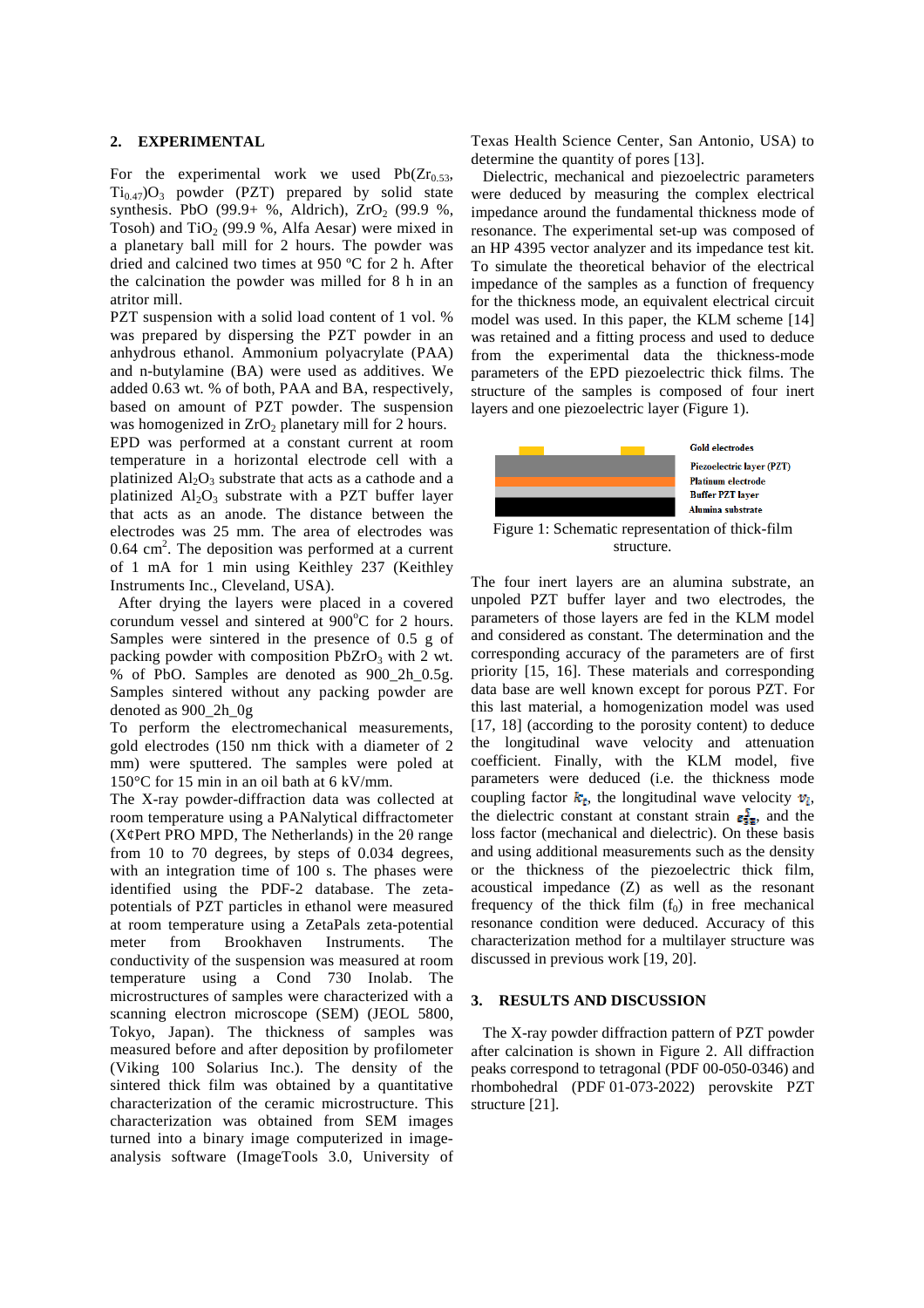## 2. EXPERIMENTAL

For the experimental work we used $Pb(Zr_{0.53}, Ti_{0.47})O_3$ powder (PZT) prepared by solid state synthesis. PbO (99.9+ %, Aldrich), $ZrO_2$ (99.9 %, Tosoh) and $TiO_2$ (99.9 %, Alfa Aesar) were mixed in a planetary ball mill for 2 hours. The powder was dried and calcined two times at 950 ºC for 2 h. After the calcination the powder was milled for 8 h in an atritor mill.

PZT suspension with a solid load content of 1 vol. % was prepared by dispersing the PZT powder in an anhydrous ethanol. Ammonium polyacrylate (PAA) and n-butylamine (BA) were used as additives. We added 0.63 wt. % of both, PAA and BA, respectively, based on amount of PZT powder. The suspension was homogenized in $ZrO_2$ planetary mill for 2 hours.

EPD was performed at a constant current at room temperature in a horizontal electrode cell with a platinized $Al_2O_3$ substrate that acts as a cathode and a platinized $Al_2O_3$ substrate with a PZT buffer layer that acts as an anode. The distance between the electrodes was 25 mm. The area of electrodes was 0.64 $cm^2$. The deposition was performed at a current of 1 mA for 1 min using Keithley 237 (Keithley Instruments Inc., Cleveland, USA).

After drying the layers were placed in a covered corundum vessel and sintered at 900$^o$C for 2 hours. Samples were sintered in the presence of 0.5 g of packing powder with composition $PbZrO_3$ with 2 wt. % of PbO. Samples are denoted as 900_2h_0.5g. Samples sintered without any packing powder are denoted as 900_2h_0g

To perform the electromechanical measurements, gold electrodes (150 nm thick with a diameter of 2 mm) were sputtered. The samples were poled at 150°C for 15 min in an oil bath at 6 kV/mm.

The X-ray powder-diffraction data was collected at room temperature using a PANalytical diffractometer (X¢Pert PRO MPD, The Netherlands) in the 2θ range from 10 to 70 degrees, by steps of 0.034 degrees, with an integration time of 100 s. The phases were identified using the PDF-2 database. The zeta-potentials of PZT particles in ethanol were measured at room temperature using a ZetaPals zeta-potential meter from Brookhaven Instruments. The conductivity of the suspension was measured at room temperature using a Cond 730 Inolab. The microstructures of samples were characterized with a scanning electron microscope (SEM) (JEOL 5800, Tokyo, Japan). The thickness of samples was measured before and after deposition by profilometer (Viking 100 Solarius Inc.). The density of the sintered thick film was obtained by a quantitative characterization of the ceramic microstructure. This characterization was obtained from SEM images turned into a binary image computerized in image-analysis software (ImageTools 3.0, University of Texas Health Science Center, San Antonio, USA) to determine the quantity of pores [13].

Dielectric, mechanical and piezoelectric parameters were deduced by measuring the complex electrical impedance around the fundamental thickness mode of resonance. The experimental set-up was composed of an HP 4395 vector analyzer and its impedance test kit. To simulate the theoretical behavior of the electrical impedance of the samples as a function of frequency for the thickness mode, an equivalent electrical circuit model was used. In this paper, the KLM scheme [14] was retained and a fitting process and used to deduce from the experimental data the thickness-mode parameters of the EPD piezoelectric thick films. The structure of the samples is composed of four inert layers and one piezoelectric layer (Figure 1).

Gold electrodes
Piezoelectric layer (PZT)
Platinum electrode
Buffer PZT layer
Alumina substrate

Figure 1: Schematic representation of thick-film structure.

The four inert layers are an alumina substrate, an unpoled PZT buffer layer and two electrodes, the parameters of those layers are fed in the KLM model and considered as constant. The determination and the corresponding accuracy of the parameters are of first priority [15, 16]. These materials and corresponding data base are well known except for porous PZT. For this last material, a homogenization model was used [17, 18] (according to the porosity content) to deduce the longitudinal wave velocity and attenuation coefficient. Finally, with the KLM model, five parameters were deduced (i.e. the thickness mode coupling factor $k_t$, the longitudinal wave velocity $v_l$, the dielectric constant at constant strain $\varepsilon_{33}^{S}$, and the loss factor (mechanical and dielectric). On these basis and using additional measurements such as the density or the thickness of the piezoelectric thick film, acoustical impedance (Z) as well as the resonant frequency of the thick film ($f_0$) in free mechanical resonance condition were deduced. Accuracy of this characterization method for a multilayer structure was discussed in previous work [19, 20].

## 3. RESULTS AND DISCUSSION

The X-ray powder diffraction pattern of PZT powder after calcination is shown in Figure 2. All diffraction peaks correspond to tetragonal (PDF 00-050-0346) and rhombohedral (PDF 01-073-2022) perovskite PZT structure [21].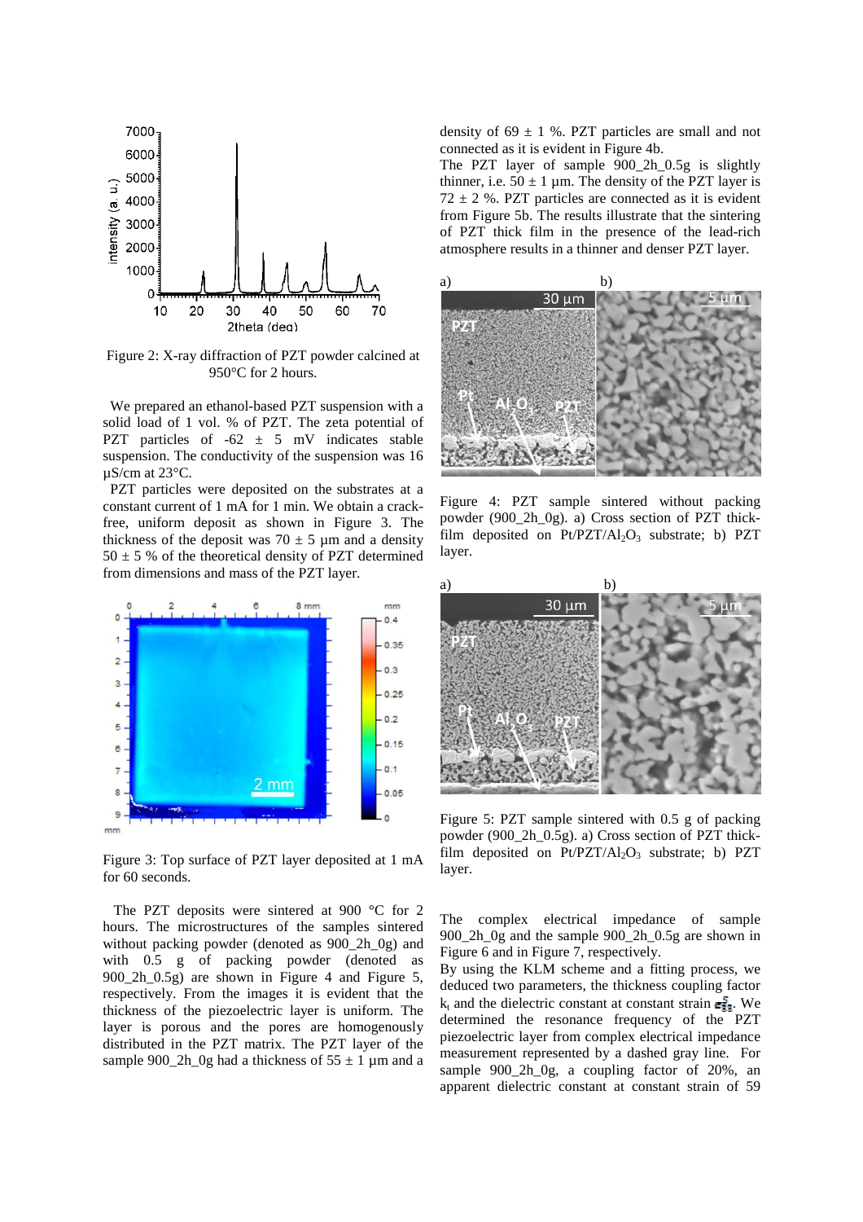Figure 2: X-ray diffraction of PZT powder calcined at 950°C for 2 hours.

We prepared an ethanol-based PZT suspension with a solid load of 1 vol. % of PZT. The zeta potential of PZT particles of -62 ± 5 mV indicates stable suspension. The conductivity of the suspension was 16 µS/cm at 23°C.

PZT particles were deposited on the substrates at a constant current of 1 mA for 1 min. We obtain a crack-free, uniform deposit as shown in Figure 3. The thickness of the deposit was 70 ± 5 µm and a density 50 ± 5 % of the theoretical density of PZT determined from dimensions and mass of the PZT layer.

Figure 3: Top surface of PZT layer deposited at 1 mA for 60 seconds.

The PZT deposits were sintered at 900 °C for 2 hours. The microstructures of the samples sintered without packing powder (denoted as 900_2h_0g) and with 0.5 g of packing powder (denoted as 900_2h_0.5g) are shown in Figure 4 and Figure 5, respectively. From the images it is evident that the thickness of the piezoelectric layer is uniform. The layer is porous and the pores are homogenously distributed in the PZT matrix. The PZT layer of the sample 900_2h_0g had a thickness of 55 ± 1 µm and a density of 69 ± 1 %. PZT particles are small and not connected as it is evident in Figure 4b.

The PZT layer of sample 900_2h_0.5g is slightly thinner, i.e. 50 ± 1 µm. The density of the PZT layer is 72 ± 2 %. PZT particles are connected as it is evident from Figure 5b. The results illustrate that the sintering of PZT thick film in the presence of the lead-rich atmosphere results in a thinner and denser PZT layer.

Figure 4: PZT sample sintered without packing powder (900_2h_0g). a) Cross section of PZT thick-film deposited on Pt/PZT/$Al_2O_3$ substrate; b) PZT layer.

Figure 5: PZT sample sintered with 0.5 g of packing powder (900_2h_0.5g). a) Cross section of PZT thick-film deposited on Pt/PZT/$Al_2O_3$ substrate; b) PZT layer.

The complex electrical impedance of sample 900_2h_0g and the sample 900_2h_0.5g are shown in Figure 6 and in Figure 7, respectively.

By using the KLM scheme and a fitting process, we deduced two parameters, the thickness coupling factor $k_t$ and the dielectric constant at constant strain $\varepsilon_{33}^{S}$. We determined the resonance frequency of the PZT piezoelectric layer from complex electrical impedance measurement represented by a dashed gray line. For sample 900_2h_0g, a coupling factor of 20%, an apparent dielectric constant at constant strain of 59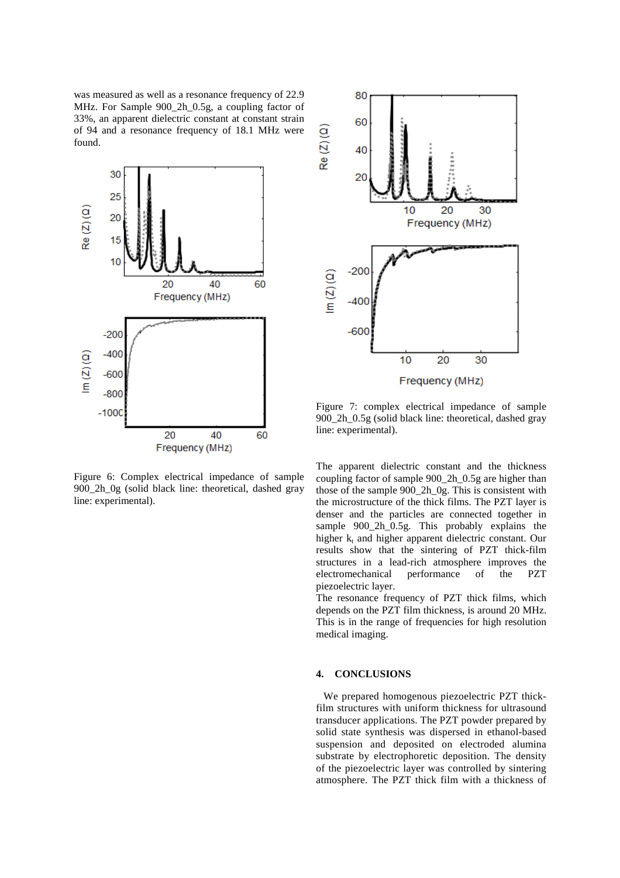was measured as well as a resonance frequency of 22.9 MHz. For Sample 900_2h_0.5g, a coupling factor of 33%, an apparent dielectric constant at constant strain of 94 and a resonance frequency of 18.1 MHz were found.

Figure 6: Complex electrical impedance of sample 900_2h_0g (solid black line: theoretical, dashed gray line: experimental).

Figure 7: complex electrical impedance of sample 900_2h_0.5g (solid black line: theoretical, dashed gray line: experimental).

The apparent dielectric constant and the thickness coupling factor of sample 900_2h_0.5g are higher than those of the sample 900_2h_0g. This is consistent with the microstructure of the thick films. The PZT layer is denser and the particles are connected together in sample 900_2h_0.5g. This probably explains the higher $k_t$ and higher apparent dielectric constant. Our results show that the sintering of PZT thick-film structures in a lead-rich atmosphere improves the electromechanical performance of the PZT piezoelectric layer.

The resonance frequency of PZT thick films, which depends on the PZT film thickness, is around 20 MHz. This is in the range of frequencies for high resolution medical imaging.

## 4. CONCLUSIONS

We prepared homogenous piezoelectric PZT thick-film structures with uniform thickness for ultrasound transducer applications. The PZT powder prepared by solid state synthesis was dispersed in ethanol-based suspension and deposited on electroded alumina substrate by electrophoretic deposition. The density of the piezoelectric layer was controlled by sintering atmosphere. The PZT thick film with a thickness of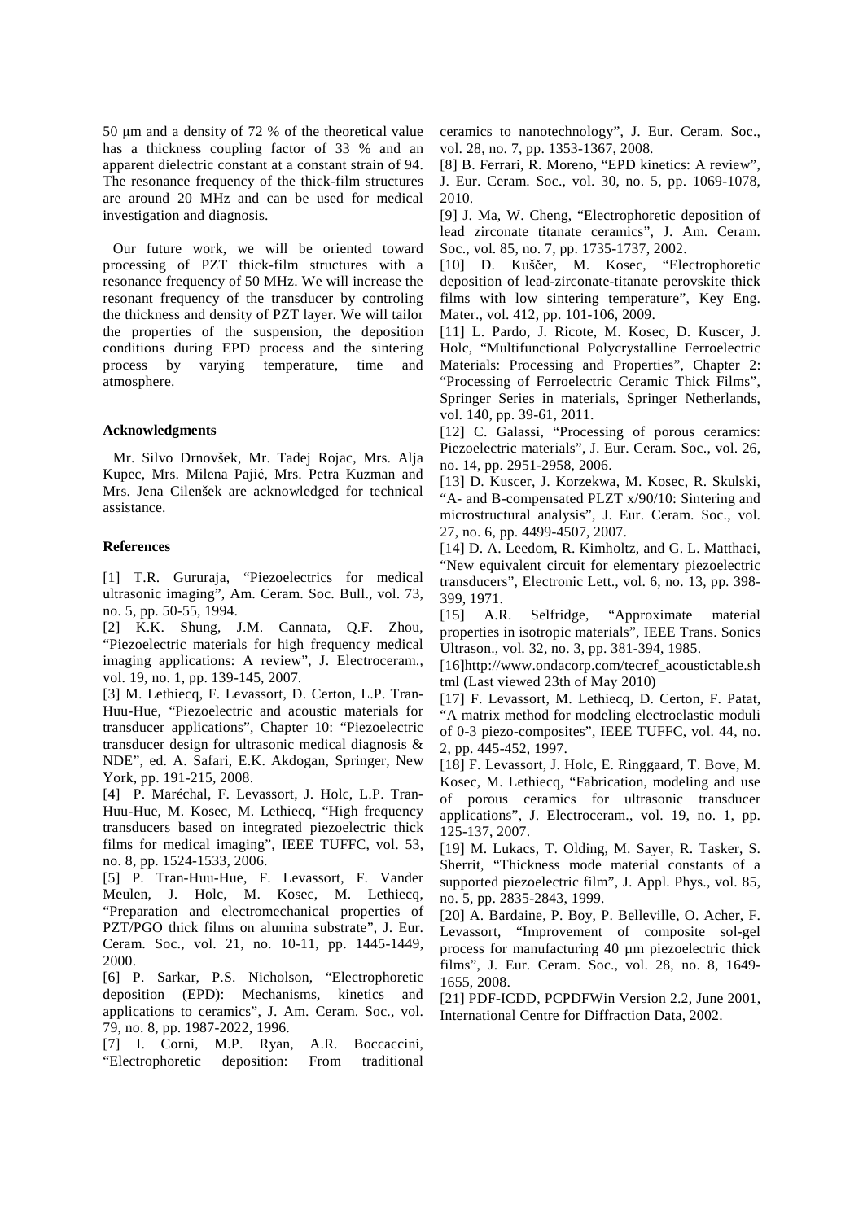50 μm and a density of 72 % of the theoretical value has a thickness coupling factor of 33 % and an apparent dielectric constant at a constant strain of 94. The resonance frequency of the thick-film structures are around 20 MHz and can be used for medical investigation and diagnosis.

Our future work, we will be oriented toward processing of PZT thick-film structures with a resonance frequency of 50 MHz. We will increase the resonant frequency of the transducer by controling the thickness and density of PZT layer. We will tailor the properties of the suspension, the deposition conditions during EPD process and the sintering process by varying temperature, time and atmosphere.

#### Acknowledgments

Mr. Silvo Drnovšek, Mr. Tadej Rojac, Mrs. Alja Kupec, Mrs. Milena Pajić, Mrs. Petra Kuzman and Mrs. Jena Cilenšek are acknowledged for technical assistance.

#### References

[1] T.R. Gururaja, "Piezoelectrics for medical ultrasonic imaging", Am. Ceram. Soc. Bull., vol. 73, no. 5, pp. 50-55, 1994.

[2] K.K. Shung, J.M. Cannata, Q.F. Zhou, "Piezoelectric materials for high frequency medical imaging applications: A review", J. Electroceram., vol. 19, no. 1, pp. 139-145, 2007.

[3] M. Lethiecq, F. Levassort, D. Certon, L.P. Tran-Huu-Hue, "Piezoelectric and acoustic materials for transducer applications", Chapter 10: "Piezoelectric transducer design for ultrasonic medical diagnosis & NDE", ed. A. Safari, E.K. Akdogan, Springer, New York, pp. 191-215, 2008.

[4] P. Maréchal, F. Levassort, J. Holc, L.P. Tran-Huu-Hue, M. Kosec, M. Lethiecq, "High frequency transducers based on integrated piezoelectric thick films for medical imaging", IEEE TUFFC, vol. 53, no. 8, pp. 1524-1533, 2006.

[5] P. Tran-Huu-Hue, F. Levassort, F. Vander Meulen, J. Holc, M. Kosec, M. Lethiecq, "Preparation and electromechanical properties of PZT/PGO thick films on alumina substrate", J. Eur. Ceram. Soc., vol. 21, no. 10-11, pp. 1445-1449, 2000.

[6] P. Sarkar, P.S. Nicholson, "Electrophoretic deposition (EPD): Mechanisms, kinetics and applications to ceramics", J. Am. Ceram. Soc., vol. 79, no. 8, pp. 1987-2022, 1996.

[7] I. Corni, M.P. Ryan, A.R. Boccaccini, "Electrophoretic deposition: From traditional ceramics to nanotechnology", J. Eur. Ceram. Soc., vol. 28, no. 7, pp. 1353-1367, 2008.

[8] B. Ferrari, R. Moreno, "EPD kinetics: A review", J. Eur. Ceram. Soc., vol. 30, no. 5, pp. 1069-1078, 2010.

[9] J. Ma, W. Cheng, "Electrophoretic deposition of lead zirconate titanate ceramics", J. Am. Ceram. Soc., vol. 85, no. 7, pp. 1735-1737, 2002.

[10] D. Kuščer, M. Kosec, "Electrophoretic deposition of lead-zirconate-titanate perovskite thick films with low sintering temperature", Key Eng. Mater., vol. 412, pp. 101-106, 2009.

[11] L. Pardo, J. Ricote, M. Kosec, D. Kuscer, J. Holc, "Multifunctional Polycrystalline Ferroelectric Materials: Processing and Properties", Chapter 2: "Processing of Ferroelectric Ceramic Thick Films", Springer Series in materials, Springer Netherlands, vol. 140, pp. 39-61, 2011.

[12] C. Galassi, "Processing of porous ceramics: Piezoelectric materials", J. Eur. Ceram. Soc., vol. 26, no. 14, pp. 2951-2958, 2006.

[13] D. Kuscer, J. Korzekwa, M. Kosec, R. Skulski, "A- and B-compensated PLZT x/90/10: Sintering and microstructural analysis", J. Eur. Ceram. Soc., vol. 27, no. 6, pp. 4499-4507, 2007.

[14] D. A. Leedom, R. Kimholtz, and G. L. Matthaei, "New equivalent circuit for elementary piezoelectric transducers", Electronic Lett., vol. 6, no. 13, pp. 398-399, 1971.

[15] A.R. Selfridge, "Approximate material properties in isotropic materials", IEEE Trans. Sonics Ultrason., vol. 32, no. 3, pp. 381-394, 1985.

[16]http://www.ondacorp.com/tecref_acoustictable.shtml (Last viewed 23th of May 2010)

[17] F. Levassort, M. Lethiecq, D. Certon, F. Patat, "A matrix method for modeling electroelastic moduli of 0-3 piezo-composites", IEEE TUFFC, vol. 44, no. 2, pp. 445-452, 1997.

[18] F. Levassort, J. Holc, E. Ringgaard, T. Bove, M. Kosec, M. Lethiecq, "Fabrication, modeling and use of porous ceramics for ultrasonic transducer applications", J. Electroceram., vol. 19, no. 1, pp. 125-137, 2007.

[19] M. Lukacs, T. Olding, M. Sayer, R. Tasker, S. Sherrit, "Thickness mode material constants of a supported piezoelectric film", J. Appl. Phys., vol. 85, no. 5, pp. 2835-2843, 1999.

[20] A. Bardaine, P. Boy, P. Belleville, O. Acher, F. Levassort, "Improvement of composite sol-gel process for manufacturing 40 µm piezoelectric thick films", J. Eur. Ceram. Soc., vol. 28, no. 8, 1649-1655, 2008.

[21] PDF-ICDD, PCPDFWin Version 2.2, June 2001, International Centre for Diffraction Data, 2002.